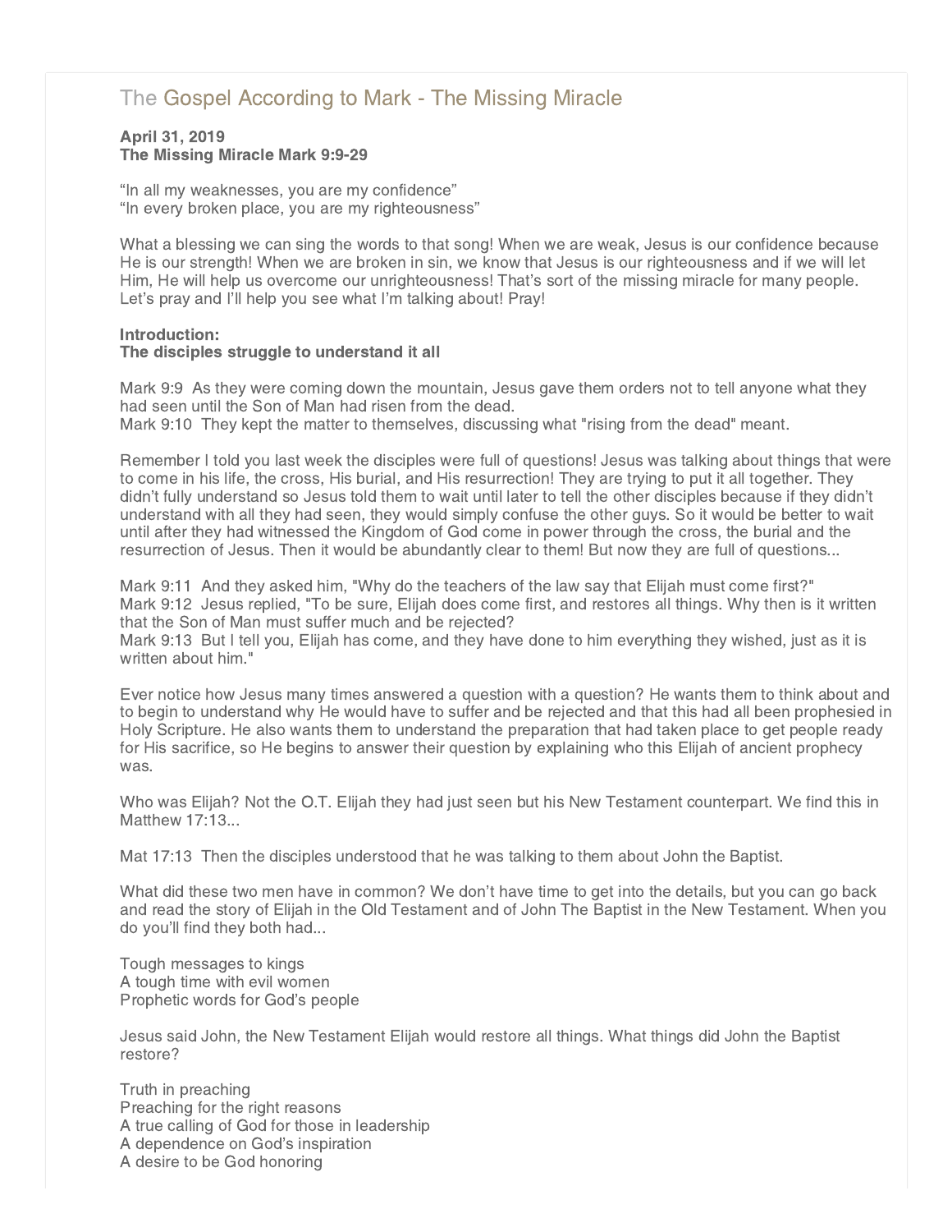# The Gospel According to Mark - The Missing Miracle

**April 31, 2019**
**The Missing Miracle Mark 9:9-29**

"In all my weaknesses, you are my confidence"
"In every broken place, you are my righteousness"

What a blessing we can sing the words to that song! When we are weak, Jesus is our confidence because He is our strength! When we are broken in sin, we know that Jesus is our righteousness and if we will let Him, He will help us overcome our unrighteousness! That's sort of the missing miracle for many people. Let's pray and I'll help you see what I'm talking about! Pray!

**Introduction:**
**The disciples struggle to understand it all**

Mark 9:9 As they were coming down the mountain, Jesus gave them orders not to tell anyone what they had seen until the Son of Man had risen from the dead.
Mark 9:10 They kept the matter to themselves, discussing what "rising from the dead" meant.

Remember I told you last week the disciples were full of questions! Jesus was talking about things that were to come in his life, the cross, His burial, and His resurrection! They are trying to put it all together. They didn't fully understand so Jesus told them to wait until later to tell the other disciples because if they didn't understand with all they had seen, they would simply confuse the other guys. So it would be better to wait until after they had witnessed the Kingdom of God come in power through the cross, the burial and the resurrection of Jesus. Then it would be abundantly clear to them! But now they are full of questions...

Mark 9:11 And they asked him, "Why do the teachers of the law say that Elijah must come first?"
Mark 9:12 Jesus replied, "To be sure, Elijah does come first, and restores all things. Why then is it written that the Son of Man must suffer much and be rejected?
Mark 9:13 But I tell you, Elijah has come, and they have done to him everything they wished, just as it is written about him."

Ever notice how Jesus many times answered a question with a question? He wants them to think about and to begin to understand why He would have to suffer and be rejected and that this had all been prophesied in Holy Scripture. He also wants them to understand the preparation that had taken place to get people ready for His sacrifice, so He begins to answer their question by explaining who this Elijah of ancient prophecy was.

Who was Elijah? Not the O.T. Elijah they had just seen but his New Testament counterpart. We find this in Matthew 17:13...

Mat 17:13 Then the disciples understood that he was talking to them about John the Baptist.

What did these two men have in common? We don't have time to get into the details, but you can go back and read the story of Elijah in the Old Testament and of John The Baptist in the New Testament. When you do you'll find they both had...

Tough messages to kings
A tough time with evil women
Prophetic words for God's people

Jesus said John, the New Testament Elijah would restore all things. What things did John the Baptist restore?

Truth in preaching
Preaching for the right reasons
A true calling of God for those in leadership
A dependence on God's inspiration
A desire to be God honoring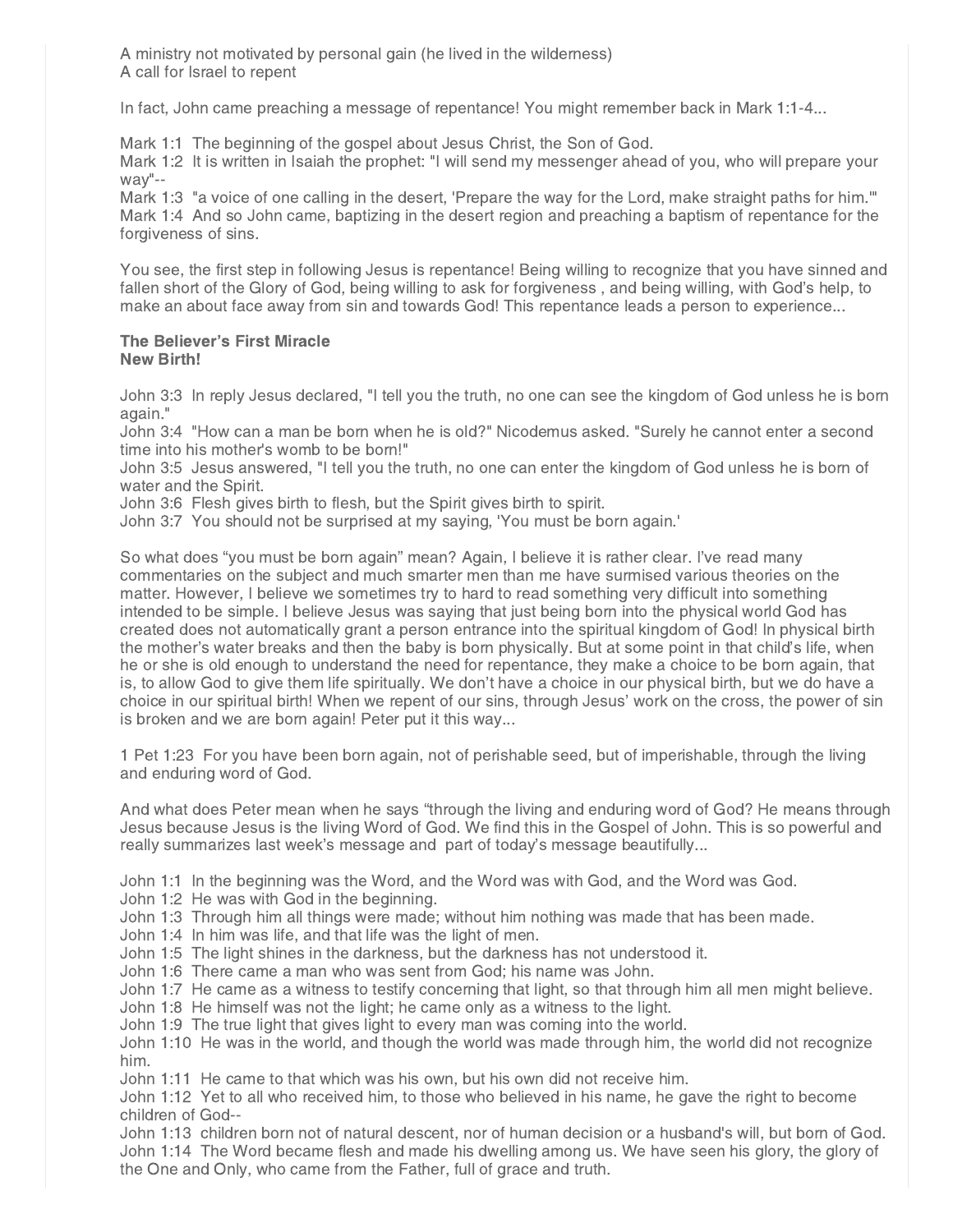A ministry not motivated by personal gain (he lived in the wilderness)
A call for Israel to repent

In fact, John came preaching a message of repentance! You might remember back in Mark 1:1-4...

Mark 1:1 The beginning of the gospel about Jesus Christ, the Son of God.
Mark 1:2 It is written in Isaiah the prophet: "I will send my messenger ahead of you, who will prepare your way"--
Mark 1:3 "a voice of one calling in the desert, 'Prepare the way for the Lord, make straight paths for him.'"
Mark 1:4 And so John came, baptizing in the desert region and preaching a baptism of repentance for the forgiveness of sins.

You see, the first step in following Jesus is repentance! Being willing to recognize that you have sinned and fallen short of the Glory of God, being willing to ask for forgiveness , and being willing, with God's help, to make an about face away from sin and towards God! This repentance leads a person to experience...

**The Believer's First Miracle**
**New Birth!**

John 3:3 In reply Jesus declared, "I tell you the truth, no one can see the kingdom of God unless he is born again."
John 3:4 "How can a man be born when he is old?" Nicodemus asked. "Surely he cannot enter a second time into his mother's womb to be born!"
John 3:5 Jesus answered, "I tell you the truth, no one can enter the kingdom of God unless he is born of water and the Spirit.
John 3:6 Flesh gives birth to flesh, but the Spirit gives birth to spirit.
John 3:7 You should not be surprised at my saying, 'You must be born again.'

So what does "you must be born again" mean? Again, I believe it is rather clear. I've read many commentaries on the subject and much smarter men than me have surmised various theories on the matter. However, I believe we sometimes try to hard to read something very difficult into something intended to be simple. I believe Jesus was saying that just being born into the physical world God has created does not automatically grant a person entrance into the spiritual kingdom of God! In physical birth the mother's water breaks and then the baby is born physically. But at some point in that child's life, when he or she is old enough to understand the need for repentance, they make a choice to be born again, that is, to allow God to give them life spiritually. We don't have a choice in our physical birth, but we do have a choice in our spiritual birth! When we repent of our sins, through Jesus' work on the cross, the power of sin is broken and we are born again! Peter put it this way...

1 Pet 1:23 For you have been born again, not of perishable seed, but of imperishable, through the living and enduring word of God.

And what does Peter mean when he says "through the living and enduring word of God? He means through Jesus because Jesus is the living Word of God. We find this in the Gospel of John. This is so powerful and really summarizes last week's message and part of today's message beautifully...

John 1:1 In the beginning was the Word, and the Word was with God, and the Word was God.
John 1:2 He was with God in the beginning.
John 1:3 Through him all things were made; without him nothing was made that has been made.
John 1:4 In him was life, and that life was the light of men.
John 1:5 The light shines in the darkness, but the darkness has not understood it.
John 1:6 There came a man who was sent from God; his name was John.
John 1:7 He came as a witness to testify concerning that light, so that through him all men might believe.
John 1:8 He himself was not the light; he came only as a witness to the light.
John 1:9 The true light that gives light to every man was coming into the world.
John 1:10 He was in the world, and though the world was made through him, the world did not recognize him.
John 1:11 He came to that which was his own, but his own did not receive him.
John 1:12 Yet to all who received him, to those who believed in his name, he gave the right to become children of God--
John 1:13 children born not of natural descent, nor of human decision or a husband's will, but born of God.
John 1:14 The Word became flesh and made his dwelling among us. We have seen his glory, the glory of the One and Only, who came from the Father, full of grace and truth.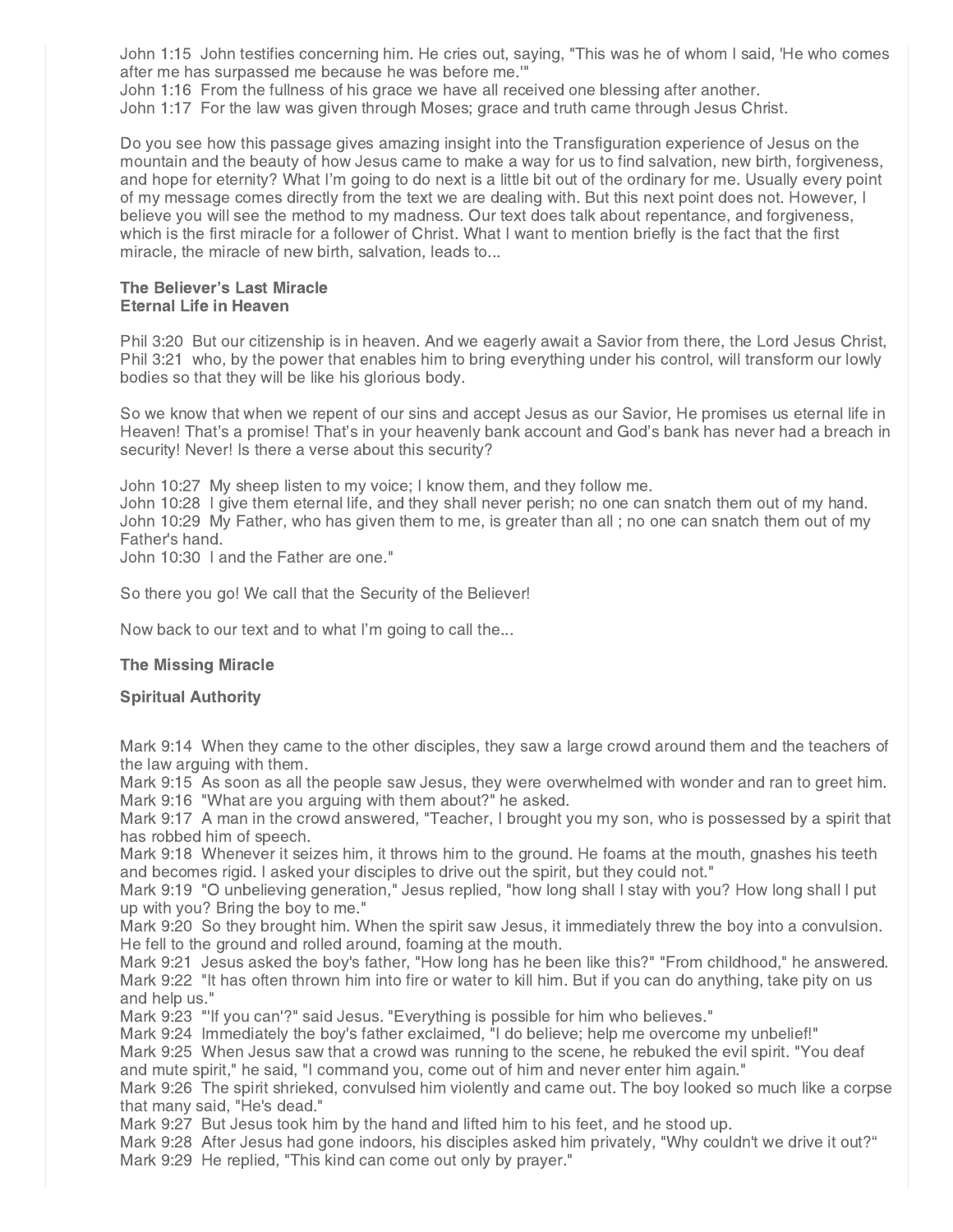John 1:15 John testifies concerning him. He cries out, saying, "This was he of whom I said, 'He who comes after me has surpassed me because he was before me.'"
John 1:16 From the fullness of his grace we have all received one blessing after another.
John 1:17 For the law was given through Moses; grace and truth came through Jesus Christ.

Do you see how this passage gives amazing insight into the Transfiguration experience of Jesus on the mountain and the beauty of how Jesus came to make a way for us to find salvation, new birth, forgiveness, and hope for eternity? What I'm going to do next is a little bit out of the ordinary for me. Usually every point of my message comes directly from the text we are dealing with. But this next point does not. However, I believe you will see the method to my madness. Our text does talk about repentance, and forgiveness, which is the first miracle for a follower of Christ. What I want to mention briefly is the fact that the first miracle, the miracle of new birth, salvation, leads to...

**The Believer's Last Miracle**
**Eternal Life in Heaven**

Phil 3:20 But our citizenship is in heaven. And we eagerly await a Savior from there, the Lord Jesus Christ,
Phil 3:21 who, by the power that enables him to bring everything under his control, will transform our lowly bodies so that they will be like his glorious body.

So we know that when we repent of our sins and accept Jesus as our Savior, He promises us eternal life in Heaven! That's a promise! That's in your heavenly bank account and God's bank has never had a breach in security! Never! Is there a verse about this security?

John 10:27 My sheep listen to my voice; I know them, and they follow me.
John 10:28 I give them eternal life, and they shall never perish; no one can snatch them out of my hand.
John 10:29 My Father, who has given them to me, is greater than all ; no one can snatch them out of my Father's hand.
John 10:30 I and the Father are one."

So there you go! We call that the Security of the Believer!

Now back to our text and to what I'm going to call the...

**The Missing Miracle**

**Spiritual Authority**

Mark 9:14 When they came to the other disciples, they saw a large crowd around them and the teachers of the law arguing with them.
Mark 9:15 As soon as all the people saw Jesus, they were overwhelmed with wonder and ran to greet him.
Mark 9:16 "What are you arguing with them about?" he asked.
Mark 9:17 A man in the crowd answered, "Teacher, I brought you my son, who is possessed by a spirit that has robbed him of speech.
Mark 9:18 Whenever it seizes him, it throws him to the ground. He foams at the mouth, gnashes his teeth and becomes rigid. I asked your disciples to drive out the spirit, but they could not."
Mark 9:19 "O unbelieving generation," Jesus replied, "how long shall I stay with you? How long shall I put up with you? Bring the boy to me."
Mark 9:20 So they brought him. When the spirit saw Jesus, it immediately threw the boy into a convulsion. He fell to the ground and rolled around, foaming at the mouth.
Mark 9:21 Jesus asked the boy's father, "How long has he been like this?" "From childhood," he answered.
Mark 9:22 "It has often thrown him into fire or water to kill him. But if you can do anything, take pity on us and help us."
Mark 9:23 "'If you can'?" said Jesus. "Everything is possible for him who believes."
Mark 9:24 Immediately the boy's father exclaimed, "I do believe; help me overcome my unbelief!"
Mark 9:25 When Jesus saw that a crowd was running to the scene, he rebuked the evil spirit. "You deaf and mute spirit," he said, "I command you, come out of him and never enter him again."
Mark 9:26 The spirit shrieked, convulsed him violently and came out. The boy looked so much like a corpse that many said, "He's dead."
Mark 9:27 But Jesus took him by the hand and lifted him to his feet, and he stood up.
Mark 9:28 After Jesus had gone indoors, his disciples asked him privately, "Why couldn't we drive it out?"
Mark 9:29 He replied, "This kind can come out only by prayer."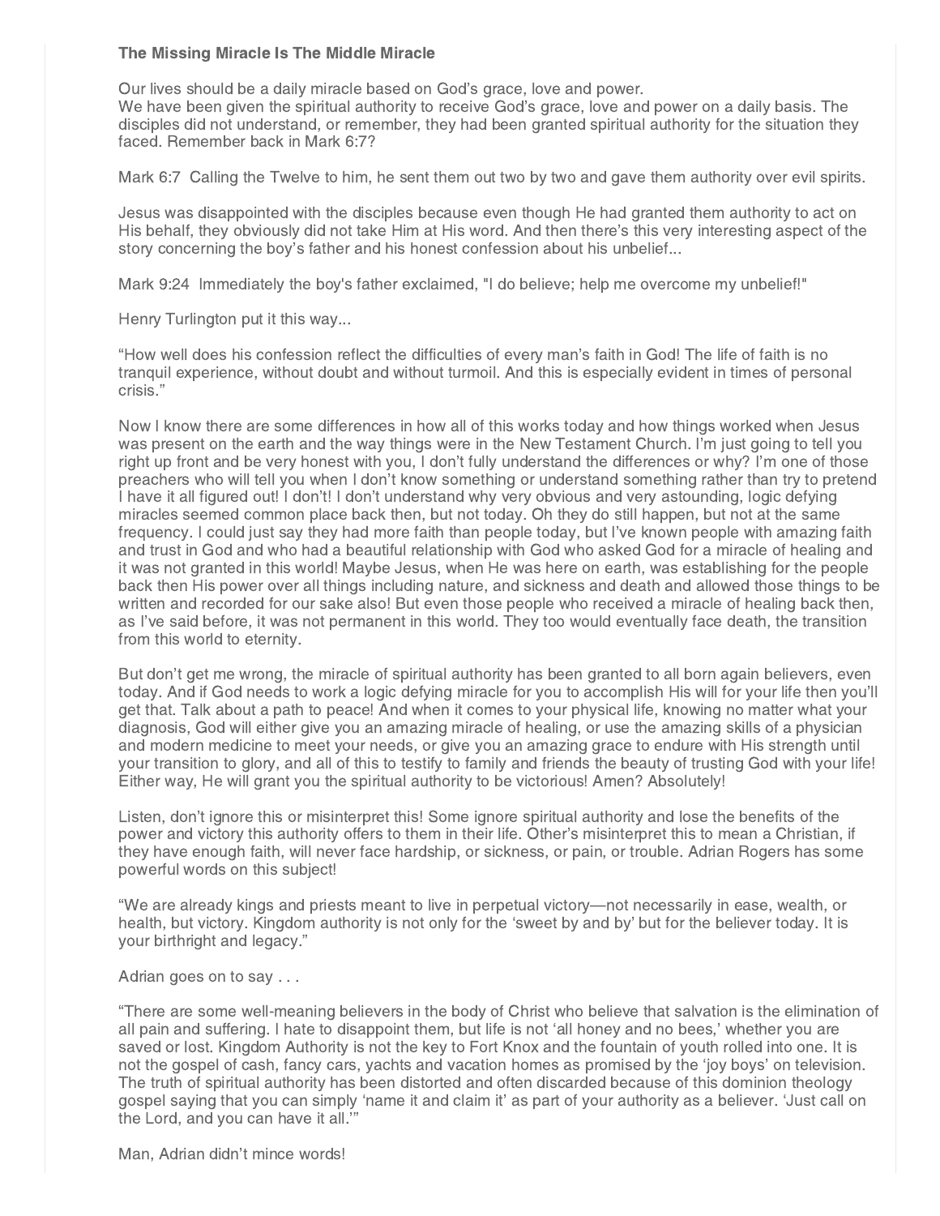**The Missing Miracle Is The Middle Miracle**

Our lives should be a daily miracle based on God's grace, love and power.
We have been given the spiritual authority to receive God's grace, love and power on a daily basis. The disciples did not understand, or remember, they had been granted spiritual authority for the situation they faced. Remember back in Mark 6:7?

Mark 6:7 Calling the Twelve to him, he sent them out two by two and gave them authority over evil spirits.

Jesus was disappointed with the disciples because even though He had granted them authority to act on His behalf, they obviously did not take Him at His word. And then there's this very interesting aspect of the story concerning the boy's father and his honest confession about his unbelief...

Mark 9:24 Immediately the boy's father exclaimed, "I do believe; help me overcome my unbelief!"

Henry Turlington put it this way...

"How well does his confession reflect the difficulties of every man's faith in God! The life of faith is no tranquil experience, without doubt and without turmoil. And this is especially evident in times of personal crisis."

Now I know there are some differences in how all of this works today and how things worked when Jesus was present on the earth and the way things were in the New Testament Church. I'm just going to tell you right up front and be very honest with you, I don't fully understand the differences or why? I'm one of those preachers who will tell you when I don't know something or understand something rather than try to pretend I have it all figured out! I don't! I don't understand why very obvious and very astounding, logic defying miracles seemed common place back then, but not today. Oh they do still happen, but not at the same frequency. I could just say they had more faith than people today, but I've known people with amazing faith and trust in God and who had a beautiful relationship with God who asked God for a miracle of healing and it was not granted in this world! Maybe Jesus, when He was here on earth, was establishing for the people back then His power over all things including nature, and sickness and death and allowed those things to be written and recorded for our sake also! But even those people who received a miracle of healing back then, as I've said before, it was not permanent in this world. They too would eventually face death, the transition from this world to eternity.

But don't get me wrong, the miracle of spiritual authority has been granted to all born again believers, even today. And if God needs to work a logic defying miracle for you to accomplish His will for your life then you'll get that. Talk about a path to peace! And when it comes to your physical life, knowing no matter what your diagnosis, God will either give you an amazing miracle of healing, or use the amazing skills of a physician and modern medicine to meet your needs, or give you an amazing grace to endure with His strength until your transition to glory, and all of this to testify to family and friends the beauty of trusting God with your life! Either way, He will grant you the spiritual authority to be victorious! Amen? Absolutely!

Listen, don't ignore this or misinterpret this! Some ignore spiritual authority and lose the benefits of the power and victory this authority offers to them in their life. Other's misinterpret this to mean a Christian, if they have enough faith, will never face hardship, or sickness, or pain, or trouble. Adrian Rogers has some powerful words on this subject!

"We are already kings and priests meant to live in perpetual victory—not necessarily in ease, wealth, or health, but victory. Kingdom authority is not only for the 'sweet by and by' but for the believer today. It is your birthright and legacy."

Adrian goes on to say . . .

"There are some well-meaning believers in the body of Christ who believe that salvation is the elimination of all pain and suffering. I hate to disappoint them, but life is not 'all honey and no bees,' whether you are saved or lost. Kingdom Authority is not the key to Fort Knox and the fountain of youth rolled into one. It is not the gospel of cash, fancy cars, yachts and vacation homes as promised by the 'joy boys' on television. The truth of spiritual authority has been distorted and often discarded because of this dominion theology gospel saying that you can simply 'name it and claim it' as part of your authority as a believer. 'Just call on the Lord, and you can have it all.'"

Man, Adrian didn't mince words!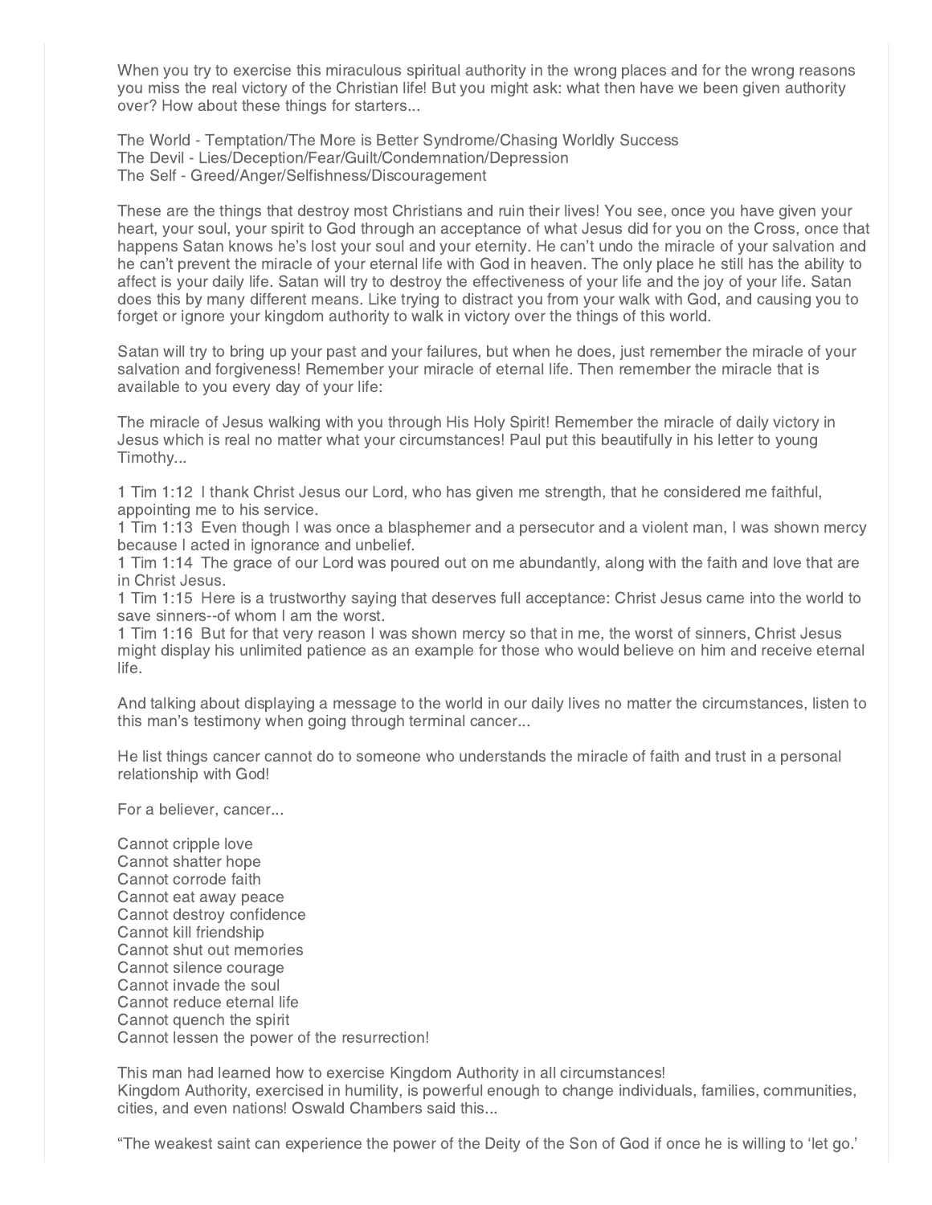When you try to exercise this miraculous spiritual authority in the wrong places and for the wrong reasons you miss the real victory of the Christian life! But you might ask: what then have we been given authority over? How about these things for starters...

The World - Temptation/The More is Better Syndrome/Chasing Worldly Success
The Devil - Lies/Deception/Fear/Guilt/Condemnation/Depression
The Self - Greed/Anger/Selfishness/Discouragement

These are the things that destroy most Christians and ruin their lives! You see, once you have given your heart, your soul, your spirit to God through an acceptance of what Jesus did for you on the Cross, once that happens Satan knows he's lost your soul and your eternity. He can't undo the miracle of your salvation and he can't prevent the miracle of your eternal life with God in heaven. The only place he still has the ability to affect is your daily life. Satan will try to destroy the effectiveness of your life and the joy of your life. Satan does this by many different means. Like trying to distract you from your walk with God, and causing you to forget or ignore your kingdom authority to walk in victory over the things of this world.

Satan will try to bring up your past and your failures, but when he does, just remember the miracle of your salvation and forgiveness! Remember your miracle of eternal life. Then remember the miracle that is available to you every day of your life:

The miracle of Jesus walking with you through His Holy Spirit! Remember the miracle of daily victory in Jesus which is real no matter what your circumstances! Paul put this beautifully in his letter to young Timothy...

1 Tim 1:12 I thank Christ Jesus our Lord, who has given me strength, that he considered me faithful, appointing me to his service.
1 Tim 1:13 Even though I was once a blasphemer and a persecutor and a violent man, I was shown mercy because I acted in ignorance and unbelief.
1 Tim 1:14 The grace of our Lord was poured out on me abundantly, along with the faith and love that are in Christ Jesus.
1 Tim 1:15 Here is a trustworthy saying that deserves full acceptance: Christ Jesus came into the world to save sinners--of whom I am the worst.
1 Tim 1:16 But for that very reason I was shown mercy so that in me, the worst of sinners, Christ Jesus might display his unlimited patience as an example for those who would believe on him and receive eternal life.

And talking about displaying a message to the world in our daily lives no matter the circumstances, listen to this man's testimony when going through terminal cancer...

He list things cancer cannot do to someone who understands the miracle of faith and trust in a personal relationship with God!

For a believer, cancer...

Cannot cripple love
Cannot shatter hope
Cannot corrode faith
Cannot eat away peace
Cannot destroy confidence
Cannot kill friendship
Cannot shut out memories
Cannot silence courage
Cannot invade the soul
Cannot reduce eternal life
Cannot quench the spirit
Cannot lessen the power of the resurrection!

This man had learned how to exercise Kingdom Authority in all circumstances!
Kingdom Authority, exercised in humility, is powerful enough to change individuals, families, communities, cities, and even nations! Oswald Chambers said this...

"The weakest saint can experience the power of the Deity of the Son of God if once he is willing to 'let go.'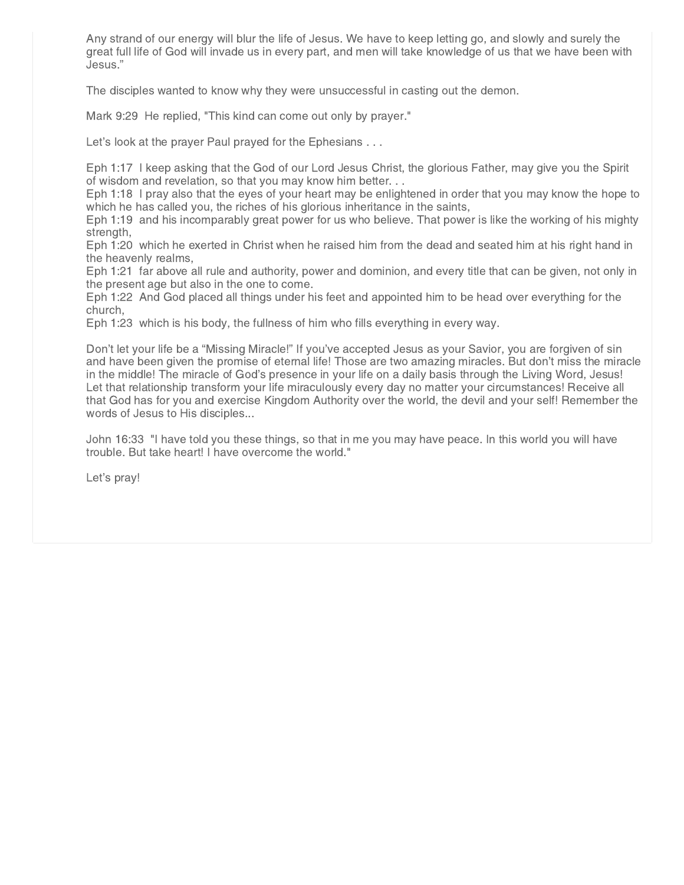Any strand of our energy will blur the life of Jesus. We have to keep letting go, and slowly and surely the great full life of God will invade us in every part, and men will take knowledge of us that we have been with Jesus."

The disciples wanted to know why they were unsuccessful in casting out the demon.

Mark 9:29  He replied, "This kind can come out only by prayer."

Let's look at the prayer Paul prayed for the Ephesians . . .

Eph 1:17  I keep asking that the God of our Lord Jesus Christ, the glorious Father, may give you the Spirit of wisdom and revelation, so that you may know him better. . .
Eph 1:18  I pray also that the eyes of your heart may be enlightened in order that you may know the hope to which he has called you, the riches of his glorious inheritance in the saints,
Eph 1:19  and his incomparably great power for us who believe. That power is like the working of his mighty strength,
Eph 1:20  which he exerted in Christ when he raised him from the dead and seated him at his right hand in the heavenly realms,
Eph 1:21  far above all rule and authority, power and dominion, and every title that can be given, not only in the present age but also in the one to come.
Eph 1:22  And God placed all things under his feet and appointed him to be head over everything for the church,
Eph 1:23  which is his body, the fullness of him who fills everything in every way.

Don't let your life be a "Missing Miracle!" If you've accepted Jesus as your Savior, you are forgiven of sin and have been given the promise of eternal life! Those are two amazing miracles. But don't miss the miracle in the middle! The miracle of God's presence in your life on a daily basis through the Living Word, Jesus! Let that relationship transform your life miraculously every day no matter your circumstances! Receive all that God has for you and exercise Kingdom Authority over the world, the devil and your self! Remember the words of Jesus to His disciples...

John 16:33  "I have told you these things, so that in me you may have peace. In this world you will have trouble. But take heart! I have overcome the world."

Let's pray!